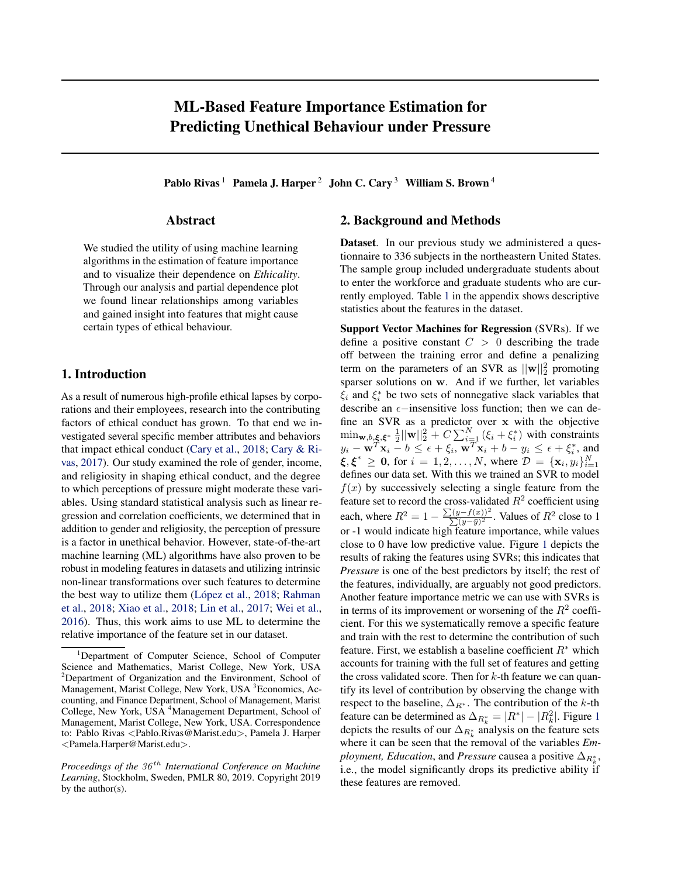# ML-Based Feature Importance Estimation for Predicting Unethical Behaviour under Pressure

**Pablo Rivas** [1] **Pamela J. Harper** [2] **John C. Cary** [3] **William S. Brown** [4]

## Abstract

We studied the utility of using machine learning algorithms in the estimation of feature importance and to visualize their dependence on *Ethicality*. Through our analysis and partial dependence plot we found linear relationships among variables and gained insight into features that might cause certain types of ethical behaviour.

## 1. Introduction

As a result of numerous high-profile ethical lapses by corporations and their employees, research into the contributing factors of ethical conduct has grown. To that end we investigated several specific member attributes and behaviors that impact ethical conduct (Cary et al., 2018; Cary & Rivas, 2017). Our study examined the role of gender, income, and religiosity in shaping ethical conduct, and the degree to which perceptions of pressure might moderate these variables. Using standard statistical analysis such as linear regression and correlation coefficients, we determined that in addition to gender and religiosity, the perception of pressure is a factor in unethical behavior. However, state-of-the-art machine learning (ML) algorithms have also proven to be robust in modeling features in datasets and utilizing intrinsic non-linear transformations over such features to determine the best way to utilize them (López et al., 2018; Rahman et al., 2018; Xiao et al., 2018; Lin et al., 2017; Wei et al., 2016). Thus, this work aims to use ML to determine the relative importance of the feature set in our dataset.

[1] Department of Computer Science, School of Computer Science and Mathematics, Marist College, New York, USA [2] Department of Organization and the Environment, School of Management, Marist College, New York, USA [3] Economics, Accounting, and Finance Department, School of Management, Marist College, New York, USA [4] Management Department, School of Management, Marist College, New York, USA. Correspondence to: Pablo Rivas <Pablo.Rivas@Marist.edu>, Pamela J. Harper <Pamela.Harper@Marist.edu>.

*Proceedings of the 36th International Conference on Machine Learning*, Stockholm, Sweden, PMLR 80, 2019. Copyright 2019 by the author(s).

## 2. Background and Methods

**Dataset**. In our previous study we administered a questionnaire to 336 subjects in the northeastern United States. The sample group included undergraduate students about to enter the workforce and graduate students who are currently employed. Table 1 in the appendix shows descriptive statistics about the features in the dataset.

**Support Vector Machines for Regression** (SVRs). If we define a positive constant $C > 0$ describing the trade off between the training error and define a penalizing term on the parameters of an SVR as $||\mathbf{w}||_2^2$ promoting sparser solutions on $\mathbf{w}$. And if we further, let variables $\xi_i$ and $\xi_i^*$ be two sets of nonnegative slack variables that describe an $\epsilon-$insensitive loss function; then we can define an SVR as a predictor over $\mathbf{x}$ with the objective $\min_{\mathbf{w},b,\boldsymbol{\xi},\boldsymbol{\xi}^*} \frac{1}{2}||\mathbf{w}||_2^2 + C\sum_{i=1}^{N}(\xi_i + \xi_i^*)$ with constraints $y_i - \mathbf{w}^T\mathbf{x}_i - b \leq \epsilon + \xi_i$, $\mathbf{w}^T\mathbf{x}_i + b - y_i \leq \epsilon + \xi_i^*$, and $\boldsymbol{\xi}, \boldsymbol{\xi}^* \geq \mathbf{0}$, for $i = 1, 2, \ldots, N$, where $\mathcal{D} = \{\mathbf{x}_i, y_i\}_{i=1}^N$ defines our data set. With this we trained an SVR to model $f(x)$ by successively selecting a single feature from the feature set to record the cross-validated $R^2$ coefficient using each, where $R^2 = 1 - \frac{\sum(y-f(x))^2}{\sum(y-\bar{y})^2}$. Values of $R^2$ close to 1 or -1 would indicate high feature importance, while values close to 0 have low predictive value. Figure 1 depicts the results of raking the features using SVRs; this indicates that *Pressure* is one of the best predictors by itself; the rest of the features, individually, are arguably not good predictors. Another feature importance metric we can use with SVRs is in terms of its improvement or worsening of the $R^2$ coefficient. For this we systematically remove a specific feature and train with the rest to determine the contribution of such feature. First, we establish a baseline coefficient $R^*$ which accounts for training with the full set of features and getting the cross validated score. Then for $k$-th feature we can quantify its level of contribution by observing the change with respect to the baseline, $\Delta_{R^*}$. The contribution of the $k$-th feature can be determined as $\Delta_{R_k^*} = |R^*| - |R_k^2|$. Figure 1 depicts the results of our $\Delta_{R_k^*}$ analysis on the feature sets where it can be seen that the removal of the variables *Employment, Education*, and *Pressure* causea a positive $\Delta_{R_k^*}$, i.e., the model significantly drops its predictive ability if these features are removed.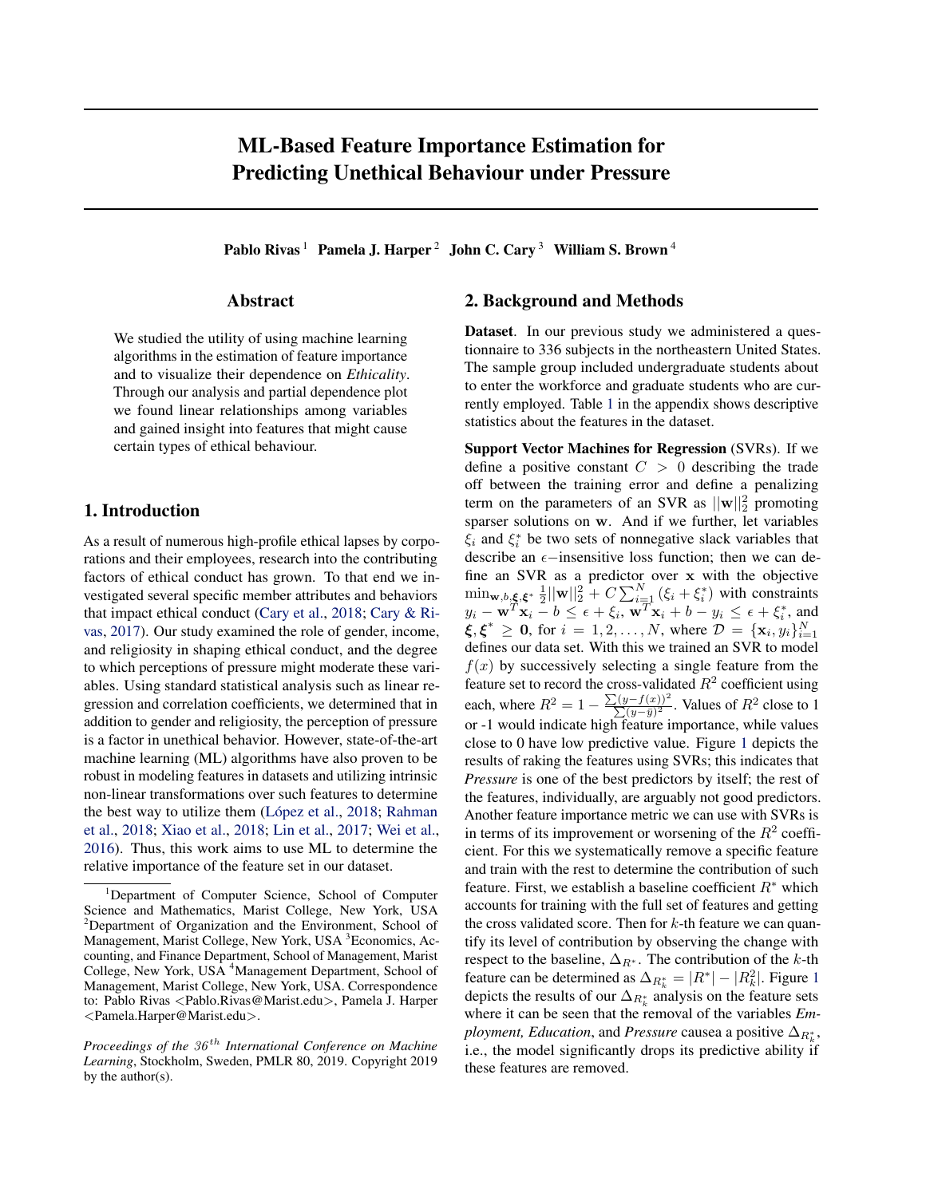# ML-Based Feature Importance Estimation for Predicting Unethical Behaviour under Pressure

**Pablo Rivas** [1] **Pamela J. Harper** [2] **John C. Cary** [3] **William S. Brown** [4]

## Abstract

We studied the utility of using machine learning algorithms in the estimation of feature importance and to visualize their dependence on *Ethicality*. Through our analysis and partial dependence plot we found linear relationships among variables and gained insight into features that might cause certain types of ethical behaviour.

## 1. Introduction

As a result of numerous high-profile ethical lapses by corporations and their employees, research into the contributing factors of ethical conduct has grown. To that end we investigated several specific member attributes and behaviors that impact ethical conduct (Cary et al., 2018; Cary & Rivas, 2017). Our study examined the role of gender, income, and religiosity in shaping ethical conduct, and the degree to which perceptions of pressure might moderate these variables. Using standard statistical analysis such as linear regression and correlation coefficients, we determined that in addition to gender and religiosity, the perception of pressure is a factor in unethical behavior. However, state-of-the-art machine learning (ML) algorithms have also proven to be robust in modeling features in datasets and utilizing intrinsic non-linear transformations over such features to determine the best way to utilize them (López et al., 2018; Rahman et al., 2018; Xiao et al., 2018; Lin et al., 2017; Wei et al., 2016). Thus, this work aims to use ML to determine the relative importance of the feature set in our dataset.

[1] Department of Computer Science, School of Computer Science and Mathematics, Marist College, New York, USA [2] Department of Organization and the Environment, School of Management, Marist College, New York, USA [3] Economics, Accounting, and Finance Department, School of Management, Marist College, New York, USA [4] Management Department, School of Management, Marist College, New York, USA. Correspondence to: Pablo Rivas <Pablo.Rivas@Marist.edu>, Pamela J. Harper <Pamela.Harper@Marist.edu>.

*Proceedings of the 36th International Conference on Machine Learning*, Stockholm, Sweden, PMLR 80, 2019. Copyright 2019 by the author(s).

## 2. Background and Methods

**Dataset**. In our previous study we administered a questionnaire to 336 subjects in the northeastern United States. The sample group included undergraduate students about to enter the workforce and graduate students who are currently employed. Table 1 in the appendix shows descriptive statistics about the features in the dataset.

**Support Vector Machines for Regression** (SVRs). If we define a positive constant $C > 0$ describing the trade off between the training error and define a penalizing term on the parameters of an SVR as $||\mathbf{w}||_2^2$ promoting sparser solutions on $\mathbf{w}$. And if we further, let variables $\xi_i$ and $\xi_i^*$ be two sets of nonnegative slack variables that describe an $\epsilon-$insensitive loss function; then we can define an SVR as a predictor over $\mathbf{x}$ with the objective $\min_{\mathbf{w},b,\boldsymbol{\xi},\boldsymbol{\xi}^*} \frac{1}{2}||\mathbf{w}||_2^2 + C\sum_{i=1}^{N}(\xi_i + \xi_i^*)$ with constraints $y_i - \mathbf{w}^T\mathbf{x}_i - b \leq \epsilon + \xi_i$, $\mathbf{w}^T\mathbf{x}_i + b - y_i \leq \epsilon + \xi_i^*$, and $\boldsymbol{\xi}, \boldsymbol{\xi}^* \geq \mathbf{0}$, for $i = 1, 2, \ldots, N$, where $\mathcal{D} = \{\mathbf{x}_i, y_i\}_{i=1}^N$ defines our data set. With this we trained an SVR to model $f(x)$ by successively selecting a single feature from the feature set to record the cross-validated $R^2$ coefficient using each, where $R^2 = 1 - \frac{\sum(y-f(x))^2}{\sum(y-\bar{y})^2}$. Values of $R^2$ close to 1 or -1 would indicate high feature importance, while values close to 0 have low predictive value. Figure 1 depicts the results of raking the features using SVRs; this indicates that *Pressure* is one of the best predictors by itself; the rest of the features, individually, are arguably not good predictors. Another feature importance metric we can use with SVRs is in terms of its improvement or worsening of the $R^2$ coefficient. For this we systematically remove a specific feature and train with the rest to determine the contribution of such feature. First, we establish a baseline coefficient $R^*$ which accounts for training with the full set of features and getting the cross validated score. Then for $k$-th feature we can quantify its level of contribution by observing the change with respect to the baseline, $\Delta_{R^*}$. The contribution of the $k$-th feature can be determined as $\Delta_{R_k^*} = |R^*| - |R_k^2|$. Figure 1 depicts the results of our $\Delta_{R_k^*}$ analysis on the feature sets where it can be seen that the removal of the variables *Employment, Education*, and *Pressure* causea a positive $\Delta_{R_k^*}$, i.e., the model significantly drops its predictive ability if these features are removed.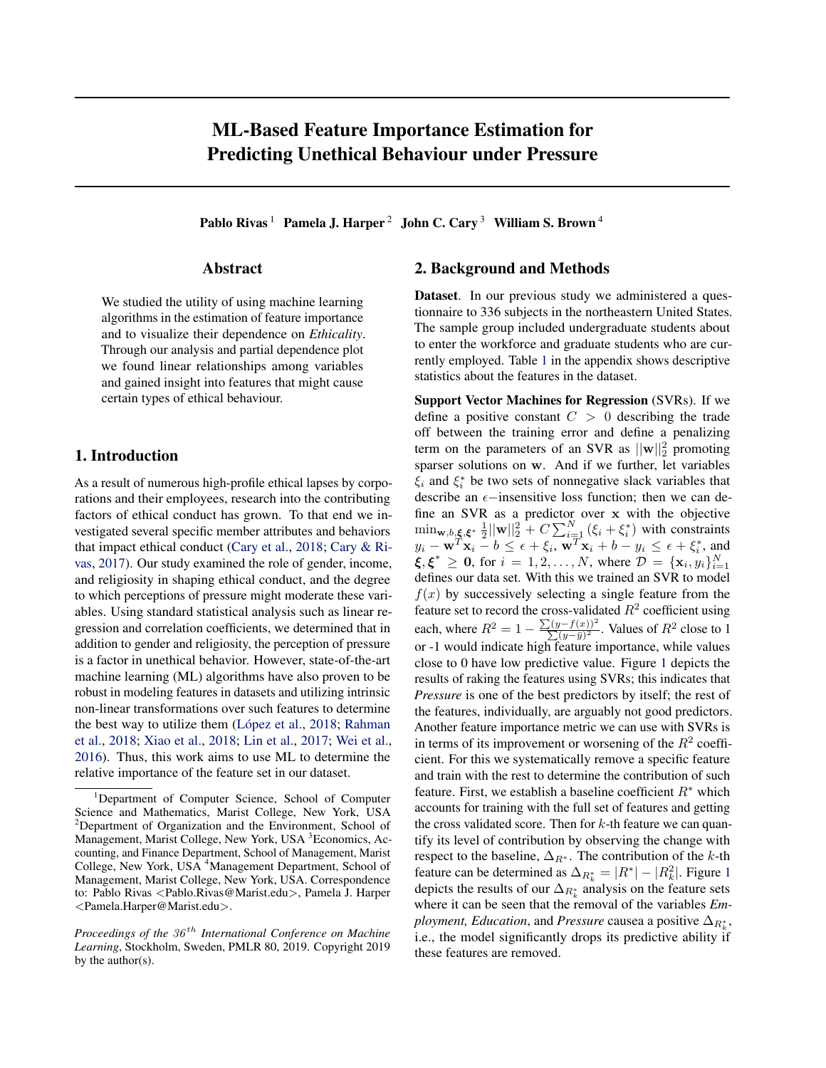# ML-Based Feature Importance Estimation for Predicting Unethical Behaviour under Pressure

**Pablo Rivas** [1] **Pamela J. Harper** [2] **John C. Cary** [3] **William S. Brown** [4]

## Abstract

We studied the utility of using machine learning algorithms in the estimation of feature importance and to visualize their dependence on *Ethicality*. Through our analysis and partial dependence plot we found linear relationships among variables and gained insight into features that might cause certain types of ethical behaviour.

## 1. Introduction

As a result of numerous high-profile ethical lapses by corporations and their employees, research into the contributing factors of ethical conduct has grown. To that end we investigated several specific member attributes and behaviors that impact ethical conduct (Cary et al., 2018; Cary & Rivas, 2017). Our study examined the role of gender, income, and religiosity in shaping ethical conduct, and the degree to which perceptions of pressure might moderate these variables. Using standard statistical analysis such as linear regression and correlation coefficients, we determined that in addition to gender and religiosity, the perception of pressure is a factor in unethical behavior. However, state-of-the-art machine learning (ML) algorithms have also proven to be robust in modeling features in datasets and utilizing intrinsic non-linear transformations over such features to determine the best way to utilize them (López et al., 2018; Rahman et al., 2018; Xiao et al., 2018; Lin et al., 2017; Wei et al., 2016). Thus, this work aims to use ML to determine the relative importance of the feature set in our dataset.

[1]Department of Computer Science, School of Computer Science and Mathematics, Marist College, New York, USA [2]Department of Organization and the Environment, School of Management, Marist College, New York, USA [3]Economics, Accounting, and Finance Department, School of Management, Marist College, New York, USA [4]Management Department, School of Management, Marist College, New York, USA. Correspondence to: Pablo Rivas <Pablo.Rivas@Marist.edu>, Pamela J. Harper <Pamela.Harper@Marist.edu>.

*Proceedings of the 36th International Conference on Machine Learning*, Stockholm, Sweden, PMLR 80, 2019. Copyright 2019 by the author(s).

## 2. Background and Methods

**Dataset**. In our previous study we administered a questionnaire to 336 subjects in the northeastern United States. The sample group included undergraduate students about to enter the workforce and graduate students who are currently employed. Table 1 in the appendix shows descriptive statistics about the features in the dataset.

**Support Vector Machines for Regression** (SVRs). If we define a positive constant $C > 0$ describing the trade off between the training error and define a penalizing term on the parameters of an SVR as $||\mathbf{w}||_2^2$ promoting sparser solutions on $\mathbf{w}$. And if we further, let variables $\xi_i$ and $\xi_i^*$ be two sets of nonnegative slack variables that describe an $\epsilon-$insensitive loss function; then we can define an SVR as a predictor over $\mathbf{x}$ with the objective $\min_{\mathbf{w},b,\boldsymbol{\xi},\boldsymbol{\xi}^*} \frac{1}{2}||\mathbf{w}||_2^2 + C\sum_{i=1}^{N}(\xi_i + \xi_i^*)$ with constraints $y_i - \mathbf{w}^T\mathbf{x}_i - b \leq \epsilon + \xi_i$, $\mathbf{w}^T\mathbf{x}_i + b - y_i \leq \epsilon + \xi_i^*$, and $\boldsymbol{\xi}, \boldsymbol{\xi}^* \geq \mathbf{0}$, for $i = 1, 2, \ldots, N$, where $\mathcal{D} = \{\mathbf{x}_i, y_i\}_{i=1}^N$ defines our data set. With this we trained an SVR to model $f(x)$ by successively selecting a single feature from the feature set to record the cross-validated $R^2$ coefficient using each, where $R^2 = 1 - \frac{\sum(y-f(x))^2}{\sum(y-\bar{y})^2}$. Values of $R^2$ close to 1 or -1 would indicate high feature importance, while values close to 0 have low predictive value. Figure 1 depicts the results of raking the features using SVRs; this indicates that *Pressure* is one of the best predictors by itself; the rest of the features, individually, are arguably not good predictors. Another feature importance metric we can use with SVRs is in terms of its improvement or worsening of the $R^2$ coefficient. For this we systematically remove a specific feature and train with the rest to determine the contribution of such feature. First, we establish a baseline coefficient $R^*$ which accounts for training with the full set of features and getting the cross validated score. Then for $k$-th feature we can quantify its level of contribution by observing the change with respect to the baseline, $\Delta_{R^*}$. The contribution of the $k$-th feature can be determined as $\Delta_{R_k^*} = |R^*| - |R_k^2|$. Figure 1 depicts the results of our $\Delta_{R_k^*}$ analysis on the feature sets where it can be seen that the removal of the variables *Employment, Education*, and *Pressure* causea a positive $\Delta_{R_k^*}$, i.e., the model significantly drops its predictive ability if these features are removed.